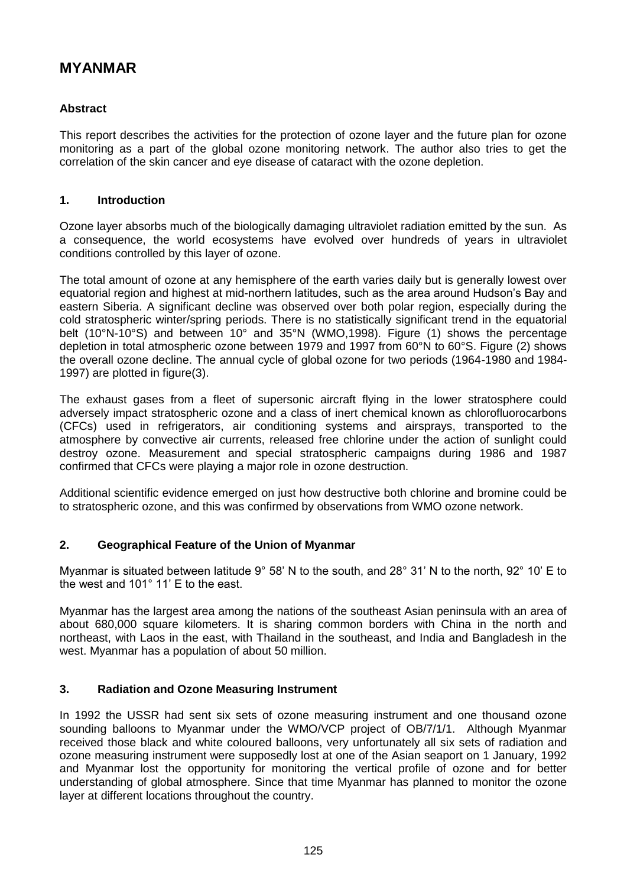# MYANMAR

## Abstract

This report describes the activities for the protection of ozone layer and the future plan for ozone monitoring as a part of the global ozone monitoring network. The author also tries to get the correlation of the skin cancer and eye disease of cataract with the ozone depletion.

## 1. Introduction

Ozone layer absorbs much of the biologically damaging ultraviolet radiation emitted by the sun. As a consequence, the world ecosystems have evolved over hundreds of years in ultraviolet conditions controlled by this layer of ozone.

The total amount of ozone at any hemisphere of the earth varies daily but is generally lowest over equatorial region and highest at mid-northern latitudes, such as the area around Hudson's Bay and eastern Siberia. A significant decline was observed over both polar region, especially during the cold stratospheric winter/spring periods. There is no statistically significant trend in the equatorial belt (10°N-10°S) and between 10° and 35°N (WMO,1998). Figure (1) shows the percentage depletion in total atmospheric ozone between 1979 and 1997 from 60°N to 60°S. Figure (2) shows the overall ozone decline. The annual cycle of global ozone for two periods (1964-1980 and 1984-1997) are plotted in figure(3).

The exhaust gases from a fleet of supersonic aircraft flying in the lower stratosphere could adversely impact stratospheric ozone and a class of inert chemical known as chlorofluorocarbons (CFCs) used in refrigerators, air conditioning systems and airsprays, transported to the atmosphere by convective air currents, released free chlorine under the action of sunlight could destroy ozone. Measurement and special stratospheric campaigns during 1986 and 1987 confirmed that CFCs were playing a major role in ozone destruction.

Additional scientific evidence emerged on just how destructive both chlorine and bromine could be to stratospheric ozone, and this was confirmed by observations from WMO ozone network.

## 2. Geographical Feature of the Union of Myanmar

Myanmar is situated between latitude 9° 58' N to the south, and 28° 31' N to the north, 92° 10' E to the west and 101° 11' E to the east.

Myanmar has the largest area among the nations of the southeast Asian peninsula with an area of about 680,000 square kilometers. It is sharing common borders with China in the north and northeast, with Laos in the east, with Thailand in the southeast, and India and Bangladesh in the west. Myanmar has a population of about 50 million.

## 3. Radiation and Ozone Measuring Instrument

In 1992 the USSR had sent six sets of ozone measuring instrument and one thousand ozone sounding balloons to Myanmar under the WMO/VCP project of OB/7/1/1. Although Myanmar received those black and white coloured balloons, very unfortunately all six sets of radiation and ozone measuring instrument were supposedly lost at one of the Asian seaport on 1 January, 1992 and Myanmar lost the opportunity for monitoring the vertical profile of ozone and for better understanding of global atmosphere. Since that time Myanmar has planned to monitor the ozone layer at different locations throughout the country.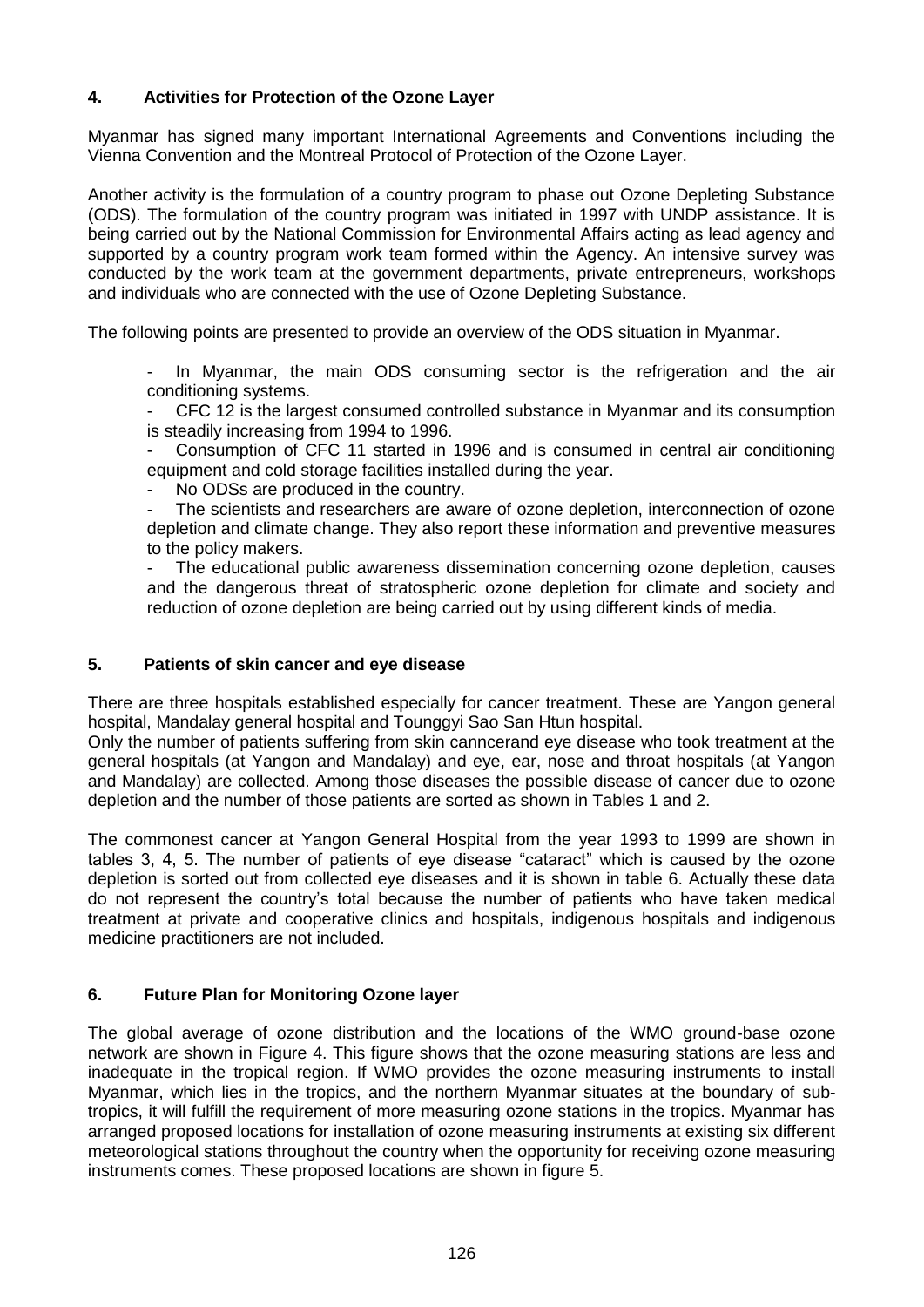## 4. Activities for Protection of the Ozone Layer

Myanmar has signed many important International Agreements and Conventions including the Vienna Convention and the Montreal Protocol of Protection of the Ozone Layer.

Another activity is the formulation of a country program to phase out Ozone Depleting Substance (ODS). The formulation of the country program was initiated in 1997 with UNDP assistance. It is being carried out by the National Commission for Environmental Affairs acting as lead agency and supported by a country program work team formed within the Agency. An intensive survey was conducted by the work team at the government departments, private entrepreneurs, workshops and individuals who are connected with the use of Ozone Depleting Substance.

The following points are presented to provide an overview of the ODS situation in Myanmar.

- In Myanmar, the main ODS consuming sector is the refrigeration and the air conditioning systems.
- CFC 12 is the largest consumed controlled substance in Myanmar and its consumption is steadily increasing from 1994 to 1996.
- Consumption of CFC 11 started in 1996 and is consumed in central air conditioning equipment and cold storage facilities installed during the year.
- No ODSs are produced in the country.
- The scientists and researchers are aware of ozone depletion, interconnection of ozone depletion and climate change. They also report these information and preventive measures to the policy makers.
- The educational public awareness dissemination concerning ozone depletion, causes and the dangerous threat of stratospheric ozone depletion for climate and society and reduction of ozone depletion are being carried out by using different kinds of media.

## 5. Patients of skin cancer and eye disease

There are three hospitals established especially for cancer treatment. These are Yangon general hospital, Mandalay general hospital and Tounggyi Sao San Htun hospital.
Only the number of patients suffering from skin canncerand eye disease who took treatment at the general hospitals (at Yangon and Mandalay) and eye, ear, nose and throat hospitals (at Yangon and Mandalay) are collected. Among those diseases the possible disease of cancer due to ozone depletion and the number of those patients are sorted as shown in Tables 1 and 2.

The commonest cancer at Yangon General Hospital from the year 1993 to 1999 are shown in tables 3, 4, 5. The number of patients of eye disease "cataract" which is caused by the ozone depletion is sorted out from collected eye diseases and it is shown in table 6. Actually these data do not represent the country's total because the number of patients who have taken medical treatment at private and cooperative clinics and hospitals, indigenous hospitals and indigenous medicine practitioners are not included.

## 6. Future Plan for Monitoring Ozone layer

The global average of ozone distribution and the locations of the WMO ground-base ozone network are shown in Figure 4. This figure shows that the ozone measuring stations are less and inadequate in the tropical region. If WMO provides the ozone measuring instruments to install Myanmar, which lies in the tropics, and the northern Myanmar situates at the boundary of sub-tropics, it will fulfill the requirement of more measuring ozone stations in the tropics. Myanmar has arranged proposed locations for installation of ozone measuring instruments at existing six different meteorological stations throughout the country when the opportunity for receiving ozone measuring instruments comes. These proposed locations are shown in figure 5.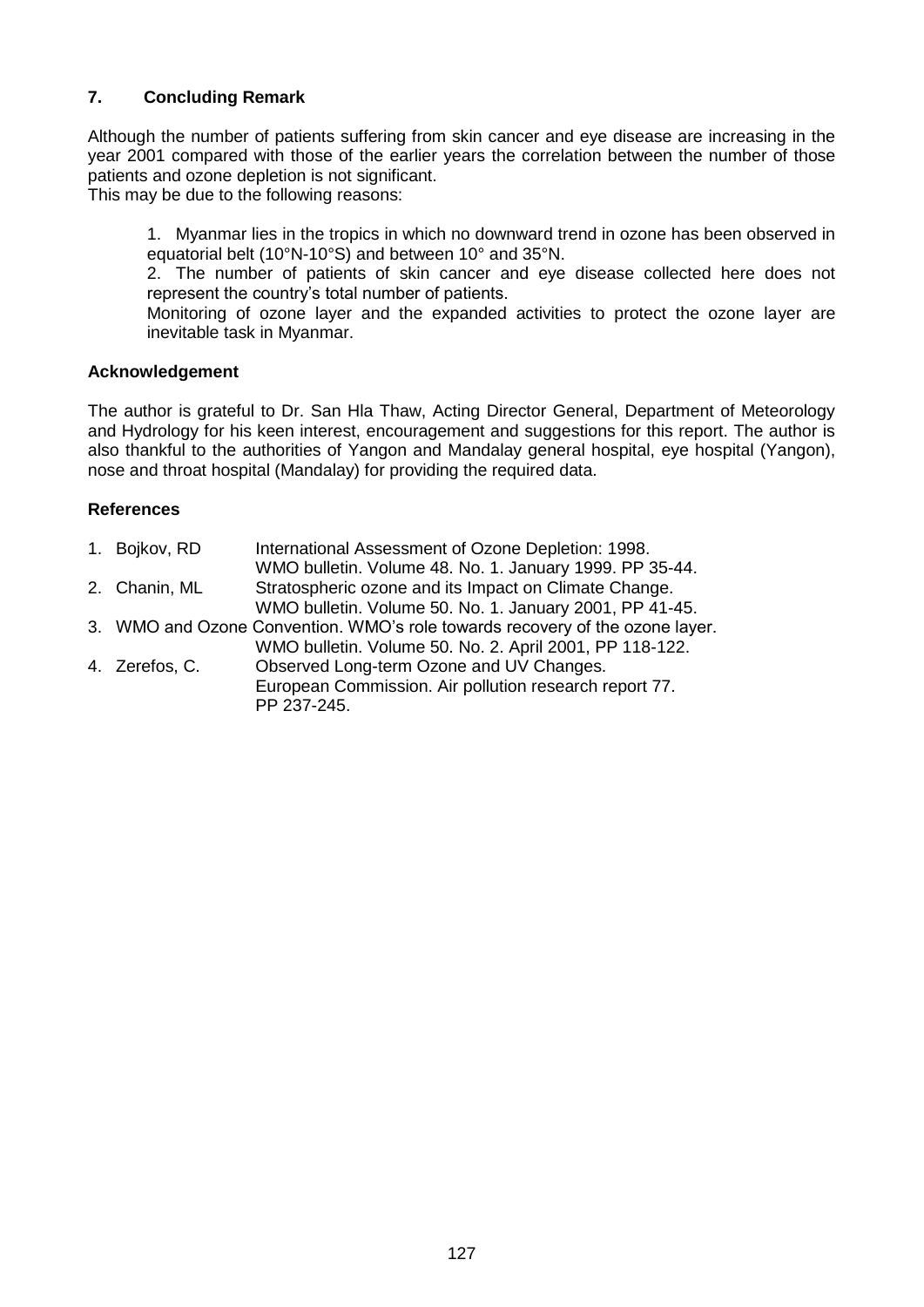## 7. Concluding Remark

Although the number of patients suffering from skin cancer and eye disease are increasing in the year 2001 compared with those of the earlier years the correlation between the number of those patients and ozone depletion is not significant.
This may be due to the following reasons:

1. Myanmar lies in the tropics in which no downward trend in ozone has been observed in equatorial belt (10°N-10°S) and between 10° and 35°N.
2. The number of patients of skin cancer and eye disease collected here does not represent the country's total number of patients.

Monitoring of ozone layer and the expanded activities to protect the ozone layer are inevitable task in Myanmar.

### Acknowledgement

The author is grateful to Dr. San Hla Thaw, Acting Director General, Department of Meteorology and Hydrology for his keen interest, encouragement and suggestions for this report. The author is also thankful to the authorities of Yangon and Mandalay general hospital, eye hospital (Yangon), nose and throat hospital (Mandalay) for providing the required data.

### References

1. Bojkov, RD — International Assessment of Ozone Depletion: 1998. WMO bulletin. Volume 48. No. 1. January 1999. PP 35-44.
2. Chanin, ML — Stratospheric ozone and its Impact on Climate Change. WMO bulletin. Volume 50. No. 1. January 2001, PP 41-45.
3. WMO and Ozone Convention. WMO's role towards recovery of the ozone layer. WMO bulletin. Volume 50. No. 2. April 2001, PP 118-122.
4. Zerefos, C. — Observed Long-term Ozone and UV Changes. European Commission. Air pollution research report 77. PP 237-245.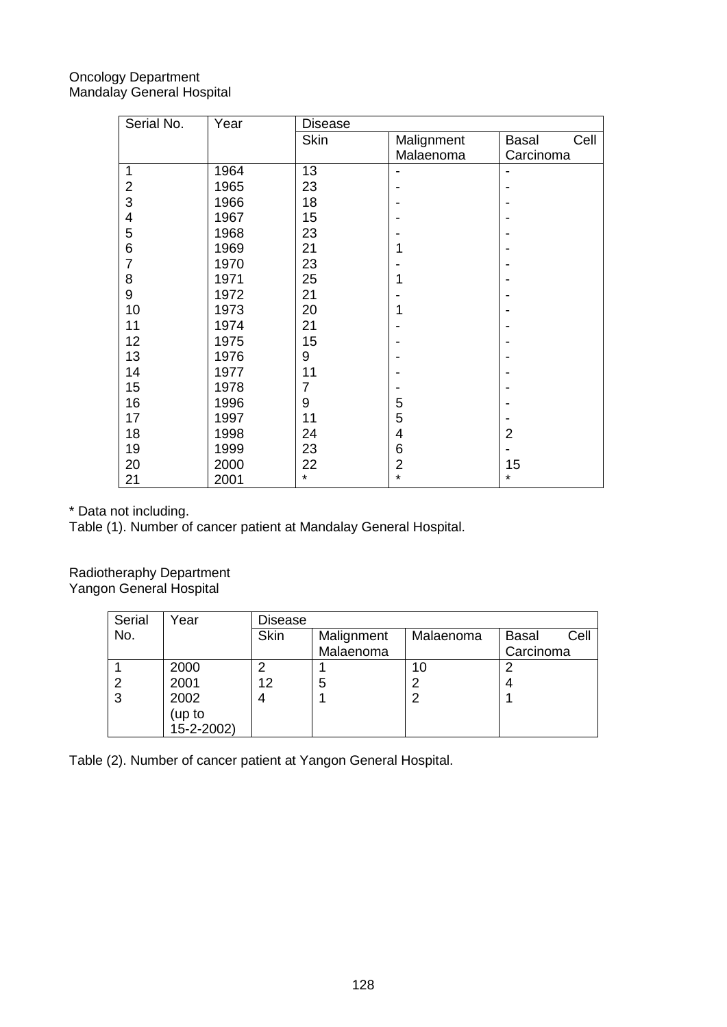Oncology Department
Mandalay General Hospital

| Serial No. | Year | Disease | | |
|---|---|---|---|---|
| | | Skin | Malignment Malaenoma | Basal Cell Carcinoma |
| 1 | 1964 | 13 | - | - |
| 2 | 1965 | 23 | - | - |
| 3 | 1966 | 18 | - | - |
| 4 | 1967 | 15 | - | - |
| 5 | 1968 | 23 | - | - |
| 6 | 1969 | 21 | 1 | - |
| 7 | 1970 | 23 | - | - |
| 8 | 1971 | 25 | 1 | - |
| 9 | 1972 | 21 | - | - |
| 10 | 1973 | 20 | 1 | - |
| 11 | 1974 | 21 | - | - |
| 12 | 1975 | 15 | - | - |
| 13 | 1976 | 9 | - | - |
| 14 | 1977 | 11 | - | - |
| 15 | 1978 | 7 | - | - |
| 16 | 1996 | 9 | 5 | - |
| 17 | 1997 | 11 | 5 | - |
| 18 | 1998 | 24 | 4 | 2 |
| 19 | 1999 | 23 | 6 | - |
| 20 | 2000 | 22 | 2 | 15 |
| 21 | 2001 | * | * | * |

* Data not including.

Table (1). Number of cancer patient at Mandalay General Hospital.

Radiotheraphy Department
Yangon General Hospital

| Serial No. | Year | Disease | | | |
|---|---|---|---|---|---|
| | | Skin | Malignment Malaenoma | Malaenoma | Basal Cell Carcinoma |
| 1 | 2000 | 2 | 1 | 10 | 2 |
| 2 | 2001 | 12 | 5 | 2 | 4 |
| 3 | 2002 (up to 15-2-2002) | 4 | 1 | 2 | 1 |

Table (2). Number of cancer patient at Yangon General Hospital.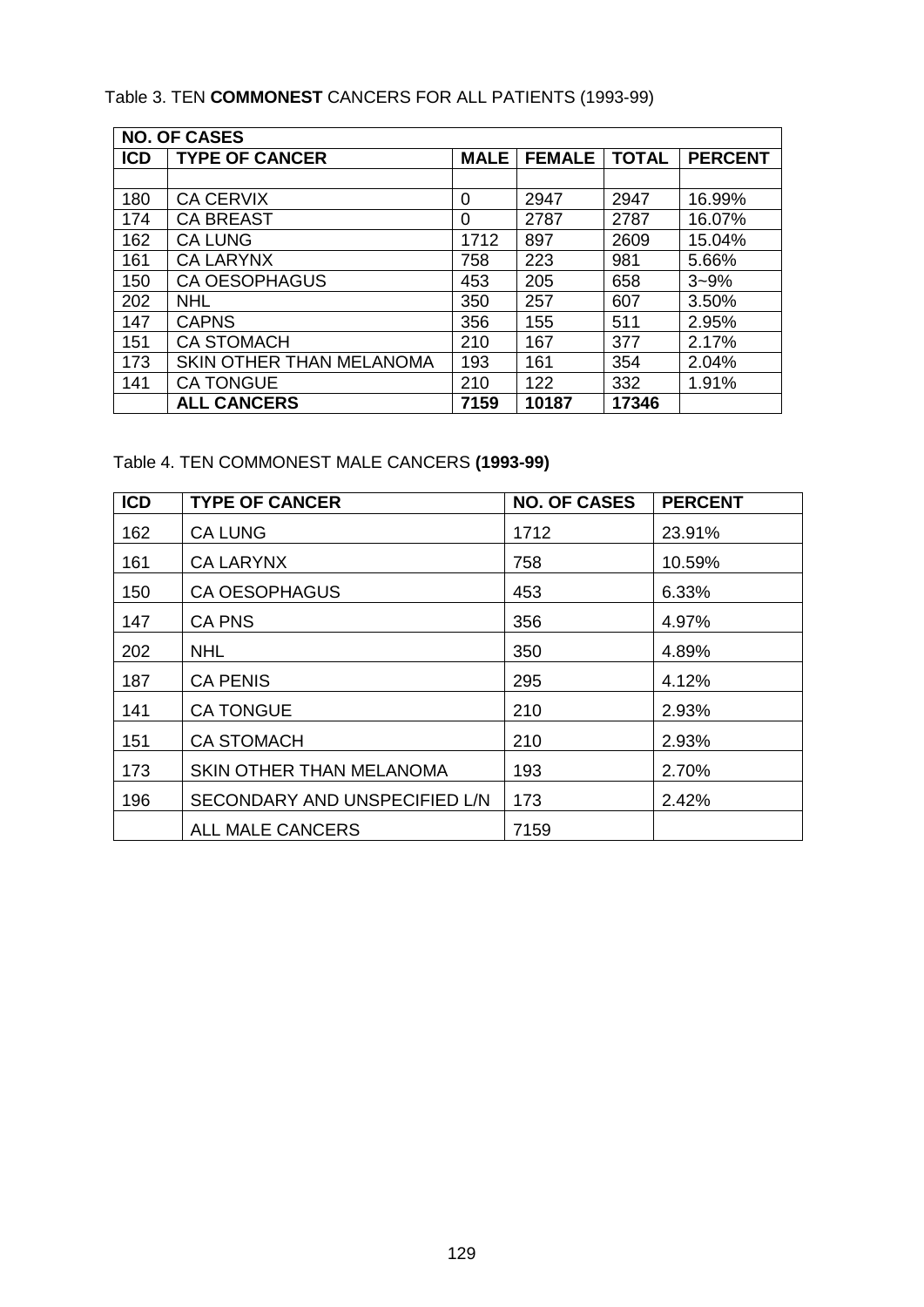Table 3. TEN **COMMONEST** CANCERS FOR ALL PATIENTS (1993-99)

| **NO. OF CASES** | | | | | |
|---|---|---|---|---|---|
| **ICD** | **TYPE OF CANCER** | **MALE** | **FEMALE** | **TOTAL** | **PERCENT** |
| | | | | | |
| 180 | CA CERVIX | 0 | 2947 | 2947 | 16.99% |
| 174 | CA BREAST | 0 | 2787 | 2787 | 16.07% |
| 162 | CA LUNG | 1712 | 897 | 2609 | 15.04% |
| 161 | CA LARYNX | 758 | 223 | 981 | 5.66% |
| 150 | CA OESOPHAGUS | 453 | 205 | 658 | 3~9% |
| 202 | NHL | 350 | 257 | 607 | 3.50% |
| 147 | CAPNS | 356 | 155 | 511 | 2.95% |
| 151 | CA STOMACH | 210 | 167 | 377 | 2.17% |
| 173 | SKIN OTHER THAN MELANOMA | 193 | 161 | 354 | 2.04% |
| 141 | CA TONGUE | 210 | 122 | 332 | 1.91% |
| | **ALL CANCERS** | **7159** | **10187** | **17346** | |

Table 4. TEN COMMONEST MALE CANCERS **(1993-99)**

| **ICD** | **TYPE OF CANCER** | **NO. OF CASES** | **PERCENT** |
|---|---|---|---|
| 162 | CA LUNG | 1712 | 23.91% |
| 161 | CA LARYNX | 758 | 10.59% |
| 150 | CA OESOPHAGUS | 453 | 6.33% |
| 147 | CA PNS | 356 | 4.97% |
| 202 | NHL | 350 | 4.89% |
| 187 | CA PENIS | 295 | 4.12% |
| 141 | CA TONGUE | 210 | 2.93% |
| 151 | CA STOMACH | 210 | 2.93% |
| 173 | SKIN OTHER THAN MELANOMA | 193 | 2.70% |
| 196 | SECONDARY AND UNSPECIFIED L/N | 173 | 2.42% |
| | ALL MALE CANCERS | 7159 | |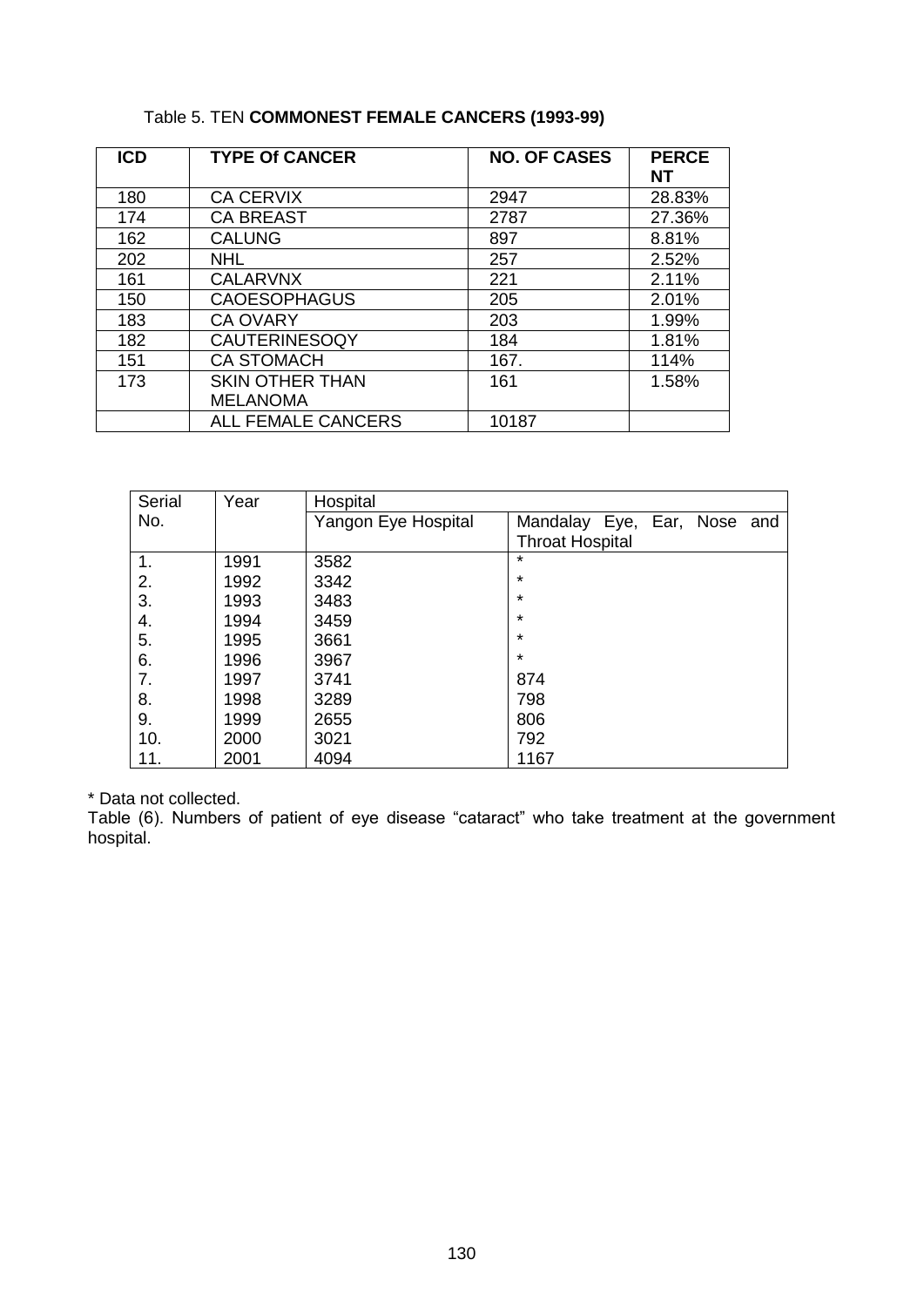Table 5. TEN **COMMONEST FEMALE CANCERS (1993-99)**

| ICD | TYPE Of CANCER | NO. OF CASES | PERCENT |
|---|---|---|---|
| 180 | CA CERVIX | 2947 | 28.83% |
| 174 | CA BREAST | 2787 | 27.36% |
| 162 | CALUNG | 897 | 8.81% |
| 202 | NHL | 257 | 2.52% |
| 161 | CALARVNX | 221 | 2.11% |
| 150 | CAOESOPHAGUS | 205 | 2.01% |
| 183 | CA OVARY | 203 | 1.99% |
| 182 | CAUTERINESOQY | 184 | 1.81% |
| 151 | CA STOMACH | 167. | 114% |
| 173 | SKIN OTHER THAN MELANOMA | 161 | 1.58% |
| | ALL FEMALE CANCERS | 10187 | |

| Serial No. | Year | Hospital | |
|---|---|---|---|
| | | Yangon Eye Hospital | Mandalay Eye, Ear, Nose and Throat Hospital |
| 1. | 1991 | 3582 | * |
| 2. | 1992 | 3342 | * |
| 3. | 1993 | 3483 | * |
| 4. | 1994 | 3459 | * |
| 5. | 1995 | 3661 | * |
| 6. | 1996 | 3967 | * |
| 7. | 1997 | 3741 | 874 |
| 8. | 1998 | 3289 | 798 |
| 9. | 1999 | 2655 | 806 |
| 10. | 2000 | 3021 | 792 |
| 11. | 2001 | 4094 | 1167 |

* Data not collected.

Table (6). Numbers of patient of eye disease "cataract" who take treatment at the government hospital.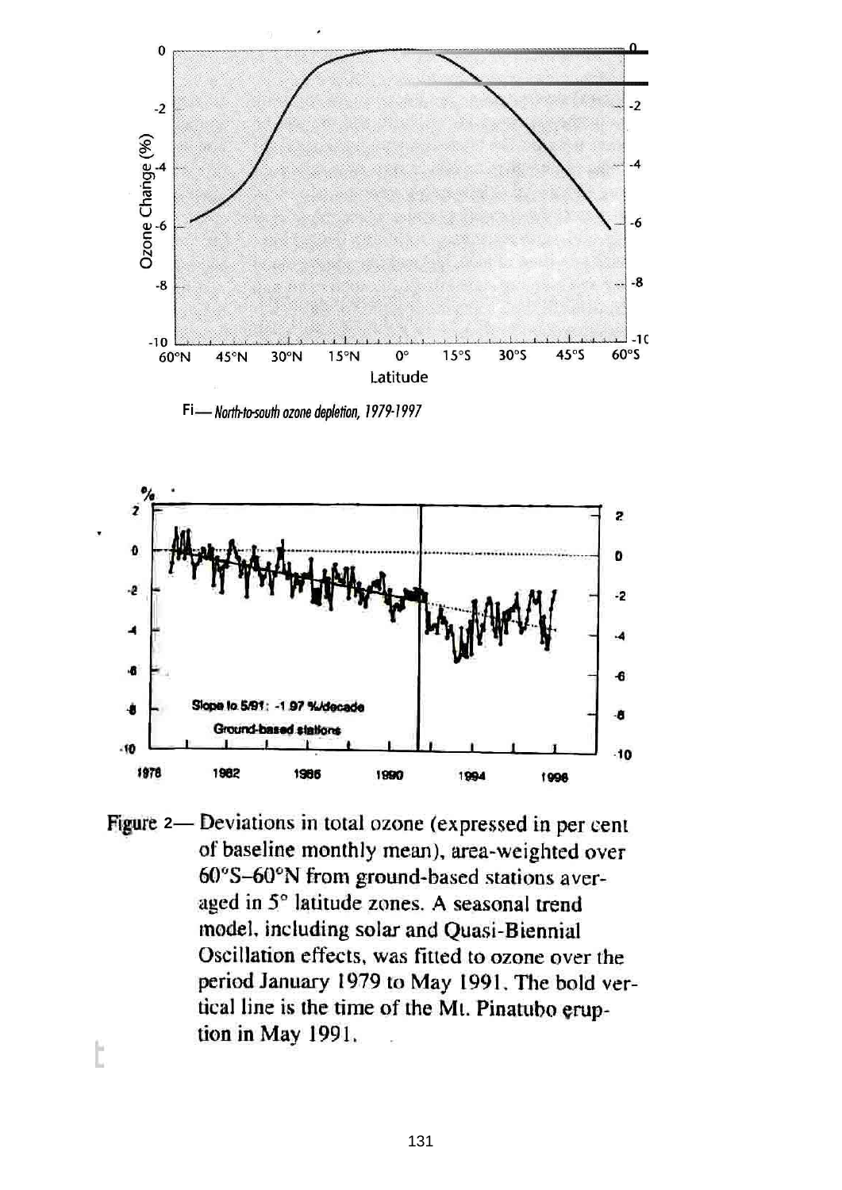Fi— *North-to-south ozone depletion, 1979-1997*

Figure 2— Deviations in total ozone (expressed in per cent of baseline monthly mean), area-weighted over 60°S–60°N from ground-based stations averaged in 5° latitude zones. A seasonal trend model, including solar and Quasi-Biennial Oscillation effects, was fitted to ozone over the period January 1979 to May 1991. The bold vertical line is the time of the Mt. Pinatubo eruption in May 1991.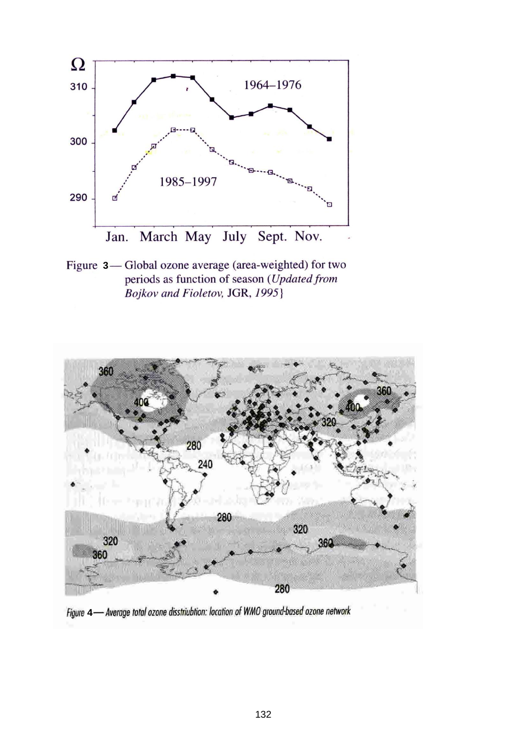Figure 3 — Global ozone average (area-weighted) for two periods as function of season (*Updated from Bojkov and Fioletov,* JGR, *1995*}

Figure 4 — Average total ozone disstriubtion: location of WMO ground-based ozone network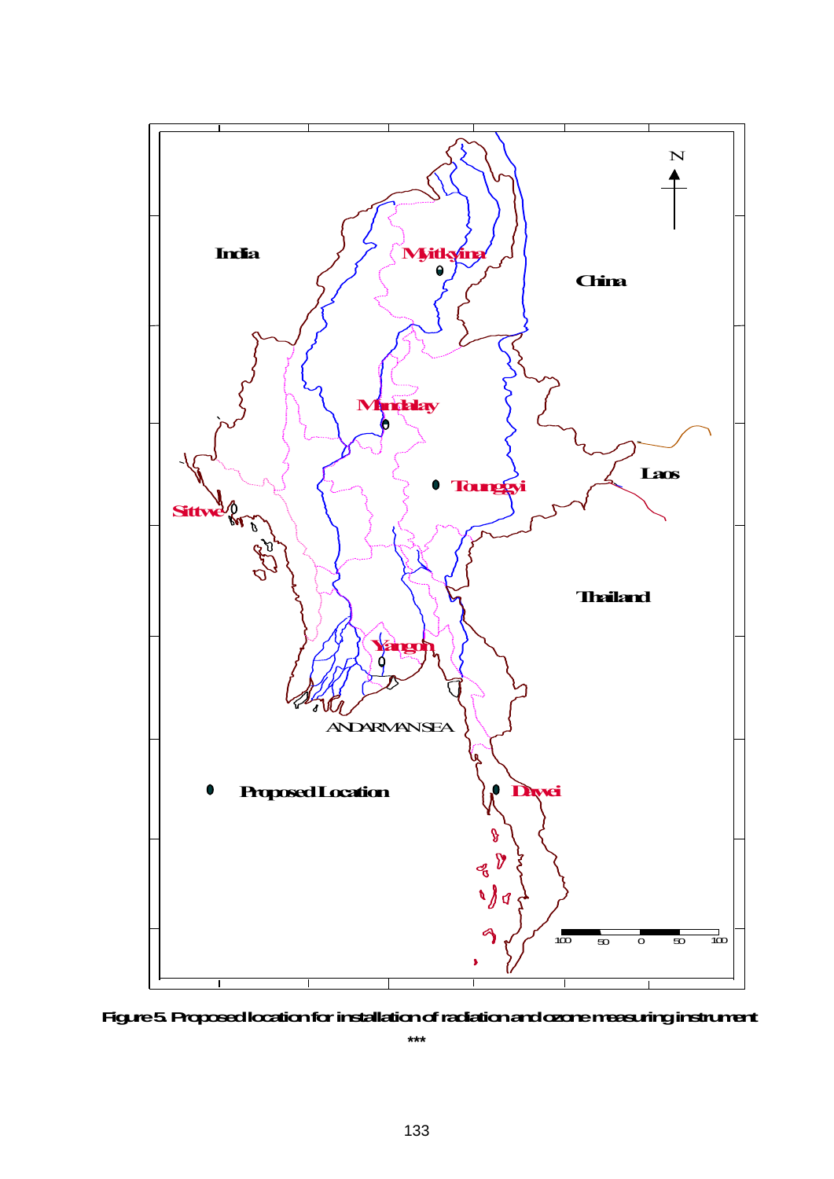N

India

Myitkyina

China

Mandalay

Taunggyi

Laos

Sittwe

Thailand

Yangon

ANDARMAN SEA

Proposed Location

Dawei

100 50 0 50 100

**Figure 5. Proposed location for installation of radiation and ozone measuring instrument**

***